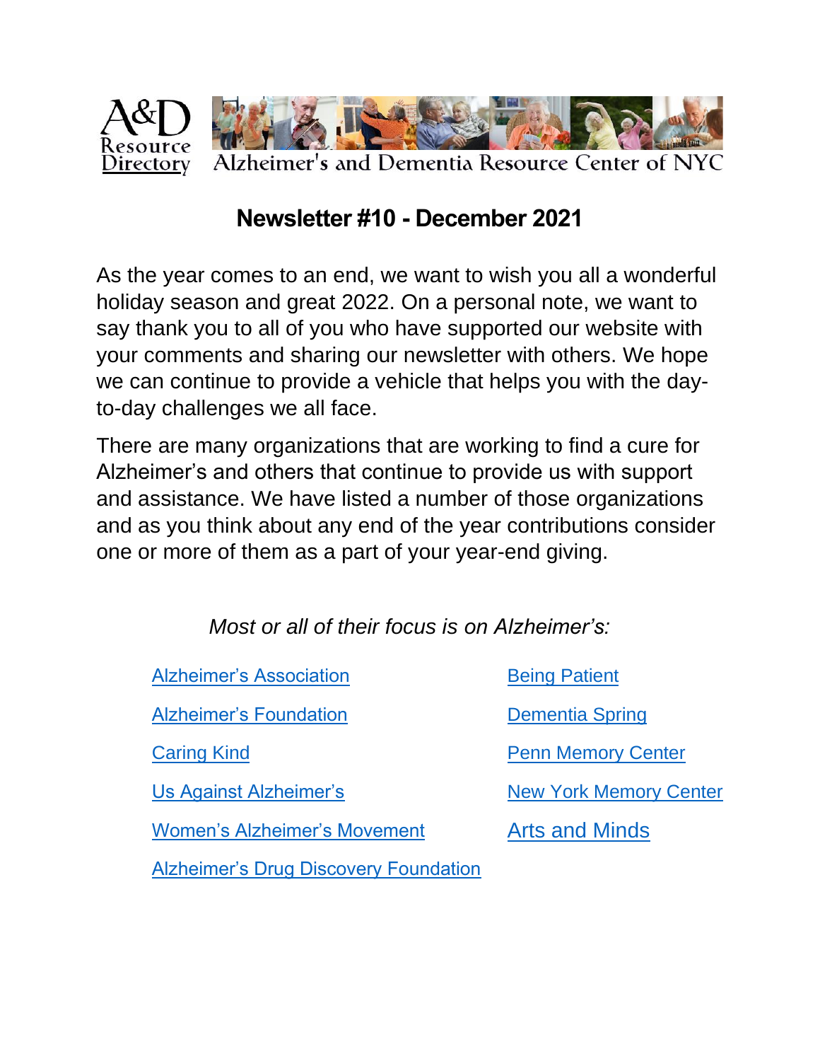A&D Resource Directory — Alzheimer's and Dementia Resource Center of NYC

# Newsletter #10 - December 2021

As the year comes to an end, we want to wish you all a wonderful holiday season and great 2022. On a personal note, we want to say thank you to all of you who have supported our website with your comments and sharing our newsletter with others. We hope we can continue to provide a vehicle that helps you with the day-to-day challenges we all face.

There are many organizations that are working to find a cure for Alzheimer's and others that continue to provide us with support and assistance. We have listed a number of those organizations and as you think about any end of the year contributions consider one or more of them as a part of your year-end giving.

*Most or all of their focus is on Alzheimer's:*

- Alzheimer's Association
- Alzheimer's Foundation
- Caring Kind
- Us Against Alzheimer's
- Women's Alzheimer's Movement
- Alzheimer's Drug Discovery Foundation
- Being Patient
- Dementia Spring
- Penn Memory Center
- New York Memory Center
- Arts and Minds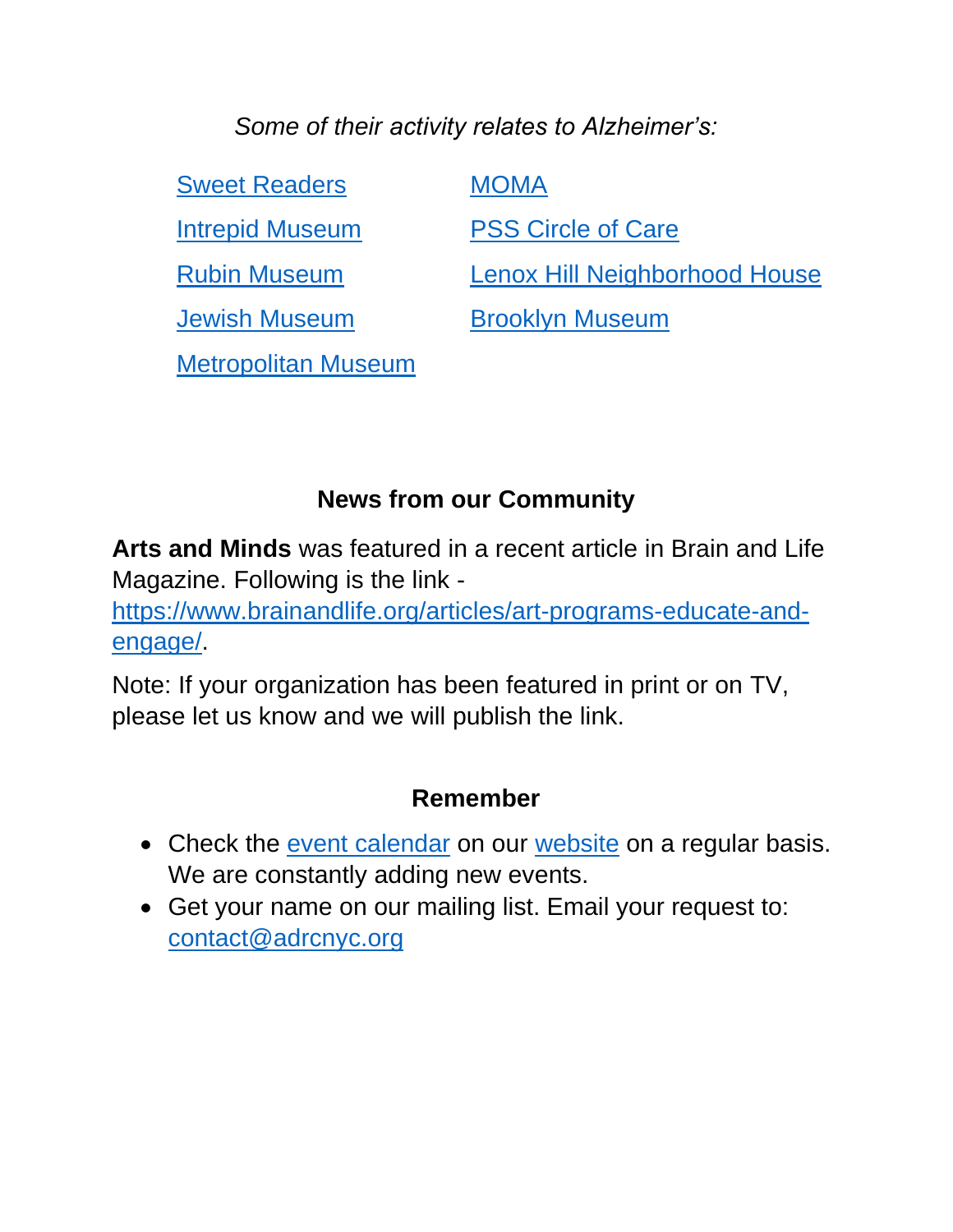*Some of their activity relates to Alzheimer's:*

- Sweet Readers
- Intrepid Museum
- Rubin Museum
- Jewish Museum
- Metropolitan Museum
- MOMA
- PSS Circle of Care
- Lenox Hill Neighborhood House
- Brooklyn Museum

## News from our Community

**Arts and Minds** was featured in a recent article in Brain and Life Magazine. Following is the link - https://www.brainandlife.org/articles/art-programs-educate-and-engage/.

Note: If your organization has been featured in print or on TV, please let us know and we will publish the link.

## Remember

- Check the event calendar on our website on a regular basis. We are constantly adding new events.
- Get your name on our mailing list. Email your request to: contact@adrcnyc.org